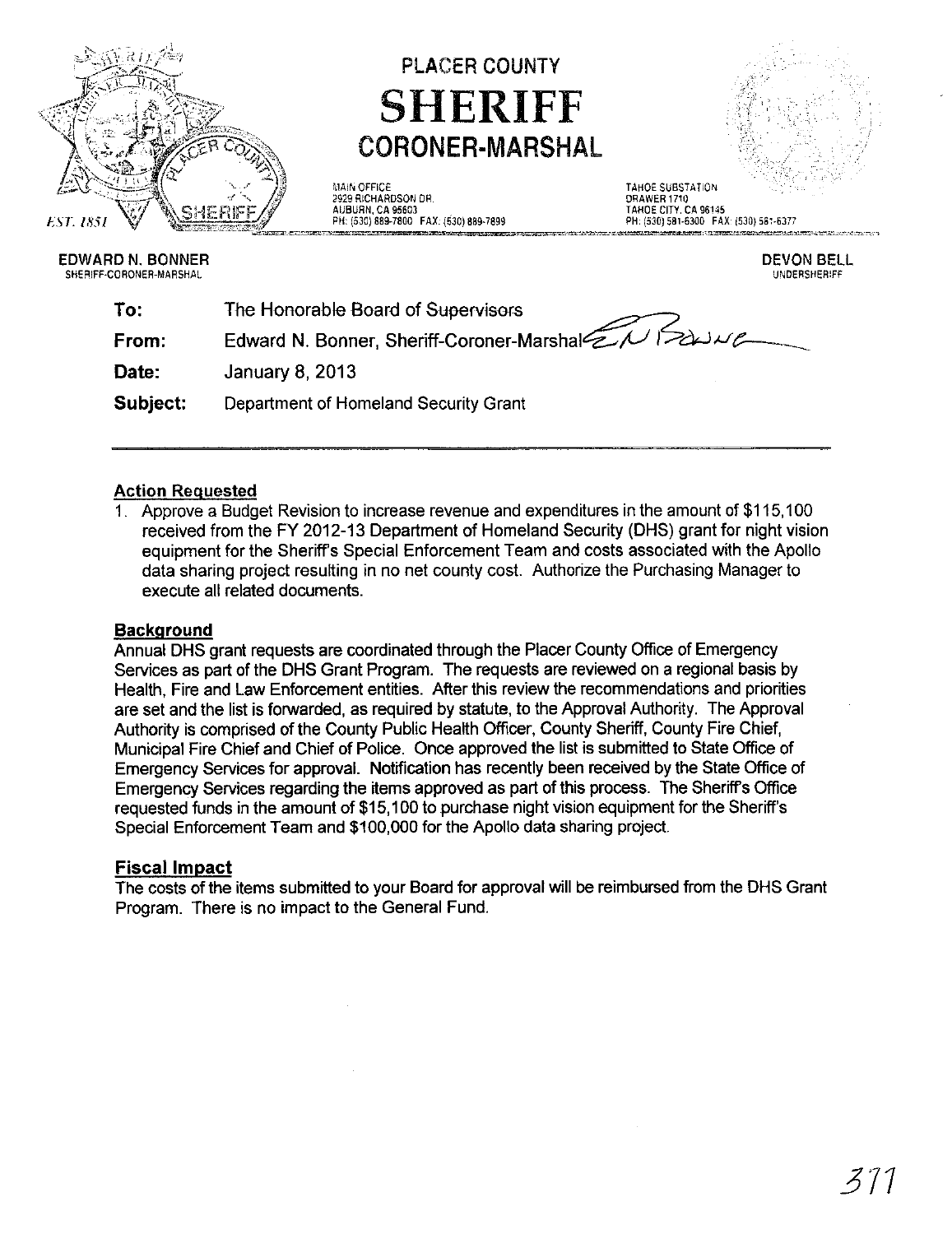# PLACER COUNTY

# SHERIFF

## CORONER-MARSHAL

EST. 1851

MAIN OFFICE
2929 RICHARDSON DR.
AUBURN, CA 95603
PH: (530) 889-7800 FAX: (530) 889-7899

TAHOE SUBSTATION
DRAWER 1710
TAHOE CITY, CA 96145
PH: (530) 581-6300 FAX: (530) 581-6377

**EDWARD N. BONNER**
SHERIFF-CORONER-MARSHAL

**DEVON BELL**
UNDERSHERIFF

**To:** The Honorable Board of Supervisors

**From:** Edward N. Bonner, Sheriff-Coroner-Marshal

**Date:** January 8, 2013

**Subject:** Department of Homeland Security Grant

---

**Action Requested**

1. Approve a Budget Revision to increase revenue and expenditures in the amount of $115,100 received from the FY 2012-13 Department of Homeland Security (DHS) grant for night vision equipment for the Sheriff's Special Enforcement Team and costs associated with the Apollo data sharing project resulting in no net county cost. Authorize the Purchasing Manager to execute all related documents.

**Background**

Annual DHS grant requests are coordinated through the Placer County Office of Emergency Services as part of the DHS Grant Program. The requests are reviewed on a regional basis by Health, Fire and Law Enforcement entities. After this review the recommendations and priorities are set and the list is forwarded, as required by statute, to the Approval Authority. The Approval Authority is comprised of the County Public Health Officer, County Sheriff, County Fire Chief, Municipal Fire Chief and Chief of Police. Once approved the list is submitted to State Office of Emergency Services for approval. Notification has recently been received by the State Office of Emergency Services regarding the items approved as part of this process. The Sheriff's Office requested funds in the amount of $15,100 to purchase night vision equipment for the Sheriff's Special Enforcement Team and $100,000 for the Apollo data sharing project.

**Fiscal Impact**

The costs of the items submitted to your Board for approval will be reimbursed from the DHS Grant Program. There is no impact to the General Fund.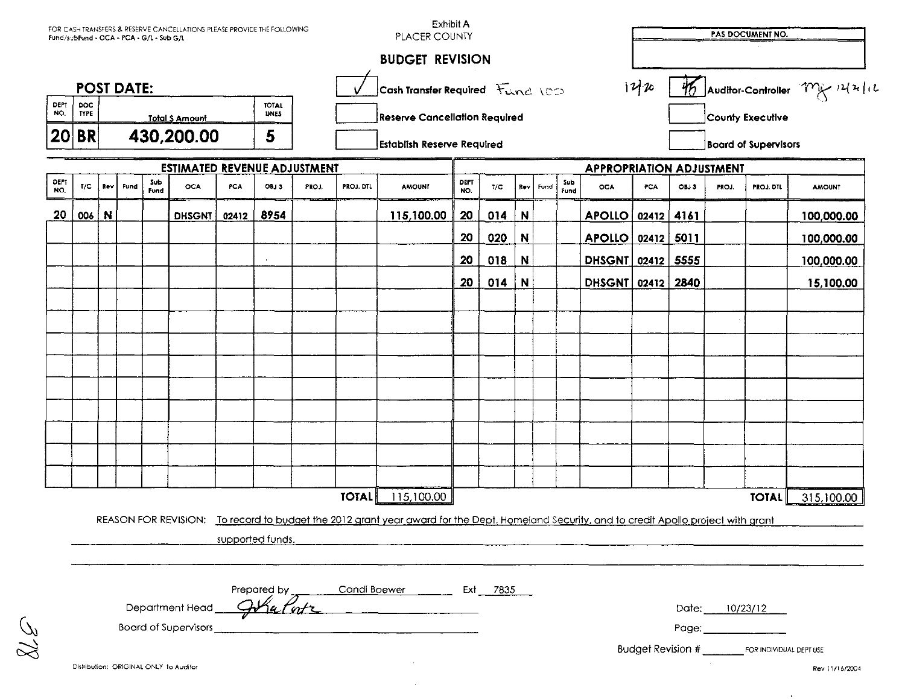FOR CASH TRANSFERS & RESERVE CANCELLATIONS PLEASE PROVIDE THE FOLLOWING
Fund/SubFund - OCA - PCA - G/L - Sub G/L

Exhibit A
PLACER COUNTY

# BUDGET REVISION

| PAS DOCUMENT NO. |
|---|
| |

## POST DATE:

| DEPT NO. | DOC TYPE | Total $ Amount | TOTAL LINES |
|---|---|---|---|
| 20 | BR | 430,200.00 | 5 |

- [✓] Cash Transfer Required Fund 100
- [ ] Reserve Cancellation Required
- [ ] Establish Reserve Required

12/20

- [✓] Auditor-Controller MJ 12/21/12
- [ ] County Executive
- [ ] Board of Supervisors

**ESTIMATED REVENUE ADJUSTMENT**

| DEPT NO. | T/C | Rev | Fund | Sub Fund | OCA | PCA | OBJ 3 | PROJ. | PROJ. DTL | AMOUNT |
|---|---|---|---|---|---|---|---|---|---|---|
| 20 | 006 | N | | | DHSGNT | 02412 | 8954 | | | 115,100.00 |
| | | | | | | | | | **TOTAL** | 115,100.00 |

**APPROPRIATION ADJUSTMENT**

| DEPT NO. | T/C | Rev | Fund | Sub Fund | OCA | PCA | OBJ 3 | PROJ. | PROJ. DTL | AMOUNT |
|---|---|---|---|---|---|---|---|---|---|---|
| 20 | 014 | N | | | APOLLO | 02412 | 4161 | | | 100,000.00 |
| 20 | 020 | N | | | APOLLO | 02412 | 5011 | | | 100,000.00 |
| 20 | 018 | N | | | DHSGNT | 02412 | 5555 | | | 100,000.00 |
| 20 | 014 | N | | | DHSGNT | 02412 | 2840 | | | 15,100.00 |
| | | | | | | | | | **TOTAL** | 315,100.00 |

REASON FOR REVISION: To record to budget the 2012 grant year award for the Dept. Homeland Security, and to credit Apollo project with grant supported funds.

Prepared by Candi Boewer Ext 7835

Department Head [signature]

Date: 10/23/12

Board of Supervisors ____________________

Page: ________

Budget Revision # ________ FOR INDIVIDUAL DEPT USE

378

Distribution: ORIGINAL ONLY to Auditor

Rev 11/16/2004